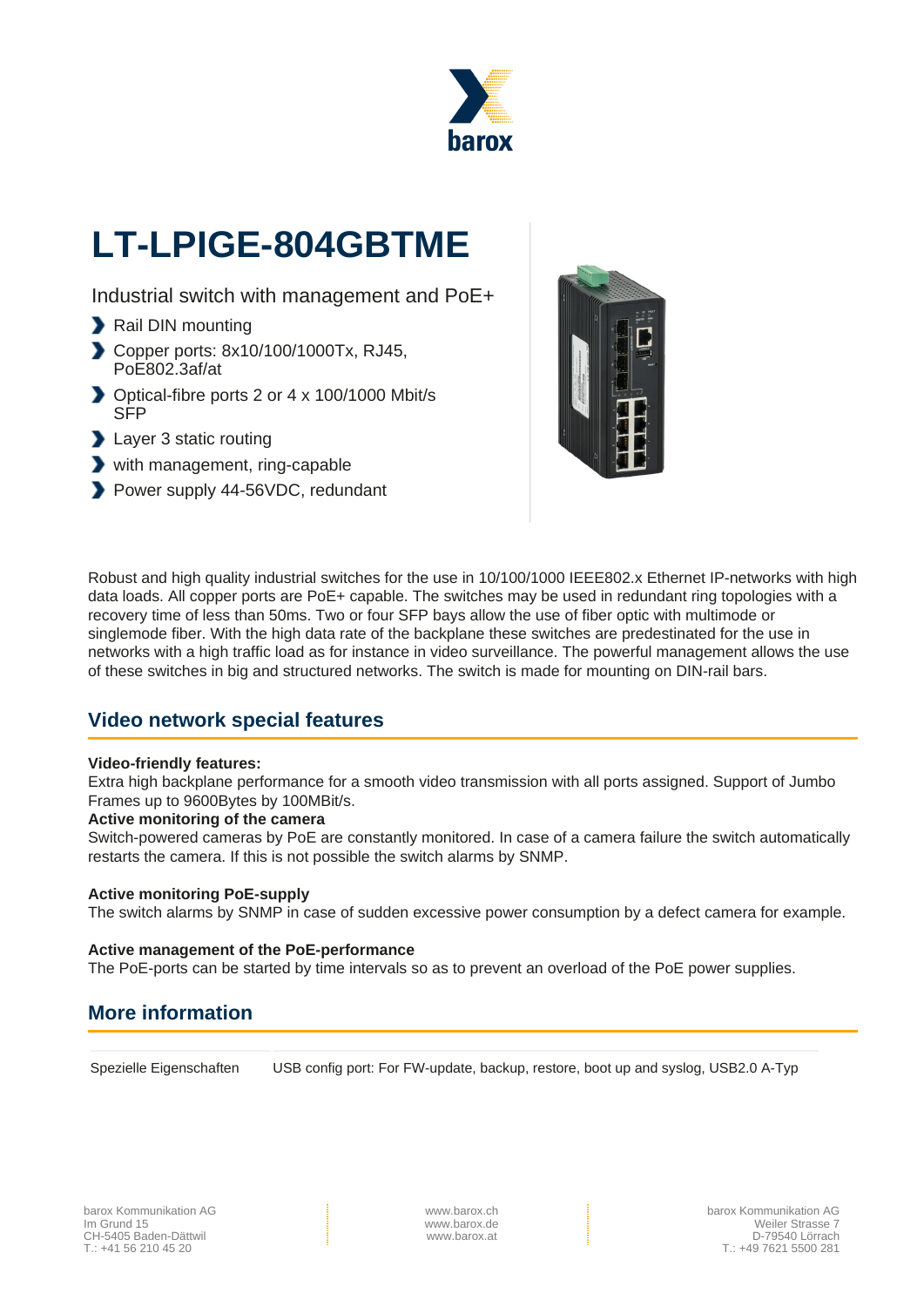# LT-LPIGE-804GBTME

Industrial switch with management and PoE+

- Rail DIN mounting
- Copper ports: 8x10/100/1000Tx, RJ45, PoE802.3af/at
- Optical-fibre ports 2 or 4 x 100/1000 Mbit/s SFP
- Layer 3 static routing
- with management, ring-capable
- Power supply 44-56VDC, redundant

Robust and high quality industrial switches for the use in 10/100/1000 IEEE802.x Ethernet IP-networks with high data loads. All copper ports are PoE+ capable. The switches may be used in redundant ring topologies with a recovery time of less than 50ms. Two or four SFP bays allow the use of fiber optic with multimode or singlemode fiber. With the high data rate of the backplane these switches are predestinated for the use in networks with a high traffic load as for instance in video surveillance. The powerful management allows the use of these switches in big and structured networks. The switch is made for mounting on DIN-rail bars.

## Video network special features

**Video-friendly features:**
Extra high backplane performance for a smooth video transmission with all ports assigned. Support of Jumbo Frames up to 9600Bytes by 100MBit/s.

**Active monitoring of the camera**
Switch-powered cameras by PoE are constantly monitored. In case of a camera failure the switch automatically restarts the camera. If this is not possible the switch alarms by SNMP.

**Active monitoring PoE-supply**
The switch alarms by SNMP in case of sudden excessive power consumption by a defect camera for example.

**Active management of the PoE-performance**
The PoE-ports can be started by time intervals so as to prevent an overload of the PoE power supplies.

## More information

| | |
|---|---|
| Spezielle Eigenschaften | USB config port: For FW-update, backup, restore, boot up and syslog, USB2.0 A-Typ |

barox Kommunikation AG
Im Grund 15
CH-5405 Baden-Dättwil
T.: +41 56 210 45 20

www.barox.ch
www.barox.de
www.barox.at

barox Kommunikation AG
Weiler Strasse 7
D-79540 Lörrach
T.: +49 7621 5500 281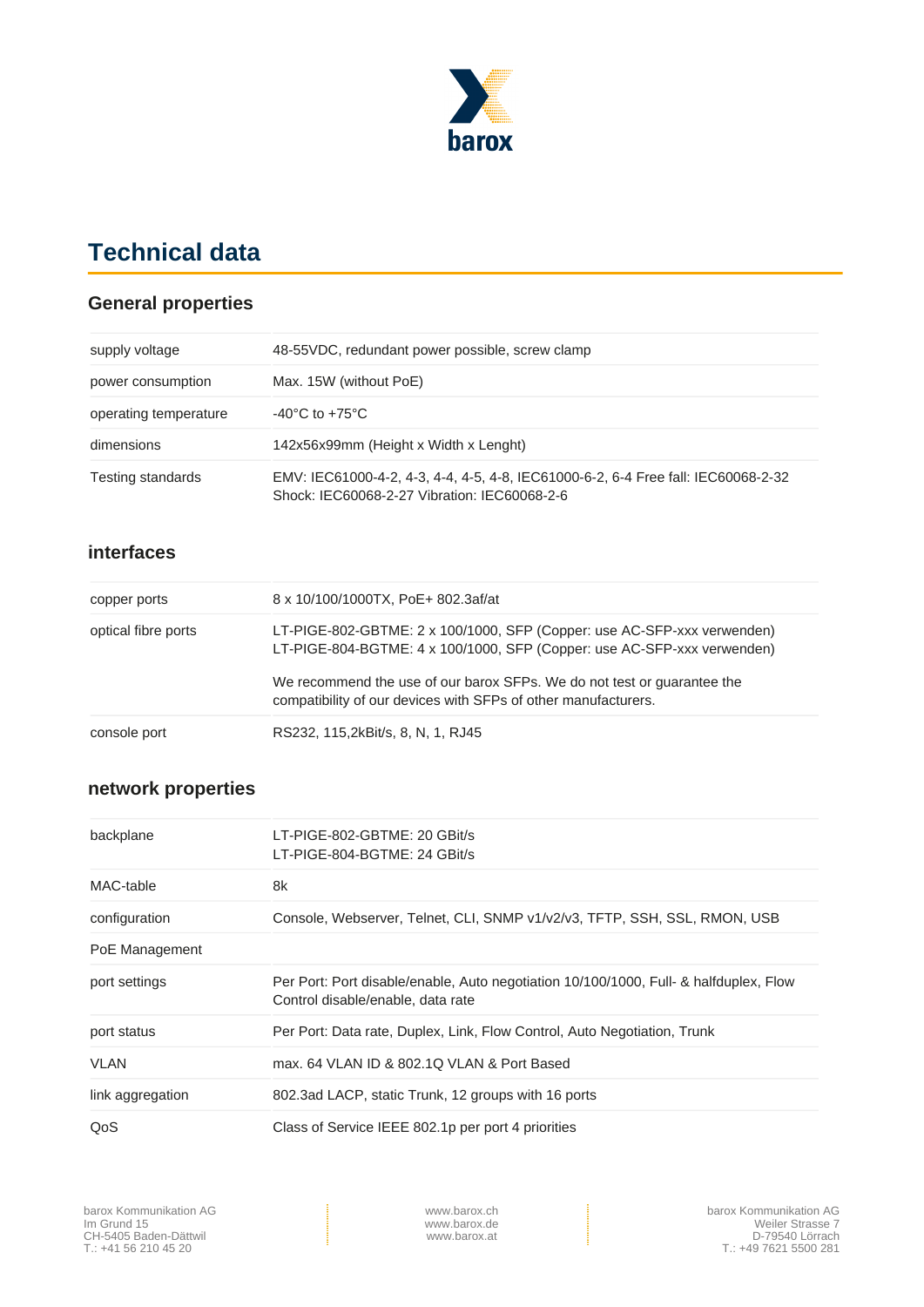# Technical data

## General properties

| | |
|---|---|
| supply voltage | 48-55VDC, redundant power possible, screw clamp |
| power consumption | Max. 15W (without PoE) |
| operating temperature | -40°C to +75°C |
| dimensions | 142x56x99mm (Height x Width x Lenght) |
| Testing standards | EMV: IEC61000-4-2, 4-3, 4-4, 4-5, 4-8, IEC61000-6-2, 6-4 Free fall: IEC60068-2-32 Shock: IEC60068-2-27 Vibration: IEC60068-2-6 |

## interfaces

| | |
|---|---|
| copper ports | 8 x 10/100/1000TX, PoE+ 802.3af/at |
| optical fibre ports | LT-PIGE-802-GBTME: 2 x 100/1000, SFP (Copper: use AC-SFP-xxx verwenden) LT-PIGE-804-BGTME: 4 x 100/1000, SFP (Copper: use AC-SFP-xxx verwenden)<br><br>We recommend the use of our barox SFPs. We do not test or guarantee the compatibility of our devices with SFPs of other manufacturers. |
| console port | RS232, 115,2kBit/s, 8, N, 1, RJ45 |

## network properties

| | |
|---|---|
| backplane | LT-PIGE-802-GBTME: 20 GBit/s<br>LT-PIGE-804-BGTME: 24 GBit/s |
| MAC-table | 8k |
| configuration | Console, Webserver, Telnet, CLI, SNMP v1/v2/v3, TFTP, SSH, SSL, RMON, USB |
| PoE Management | |
| port settings | Per Port: Port disable/enable, Auto negotiation 10/100/1000, Full- & halfduplex, Flow Control disable/enable, data rate |
| port status | Per Port: Data rate, Duplex, Link, Flow Control, Auto Negotiation, Trunk |
| VLAN | max. 64 VLAN ID & 802.1Q VLAN & Port Based |
| link aggregation | 802.3ad LACP, static Trunk, 12 groups with 16 ports |
| QoS | Class of Service IEEE 802.1p per port 4 priorities |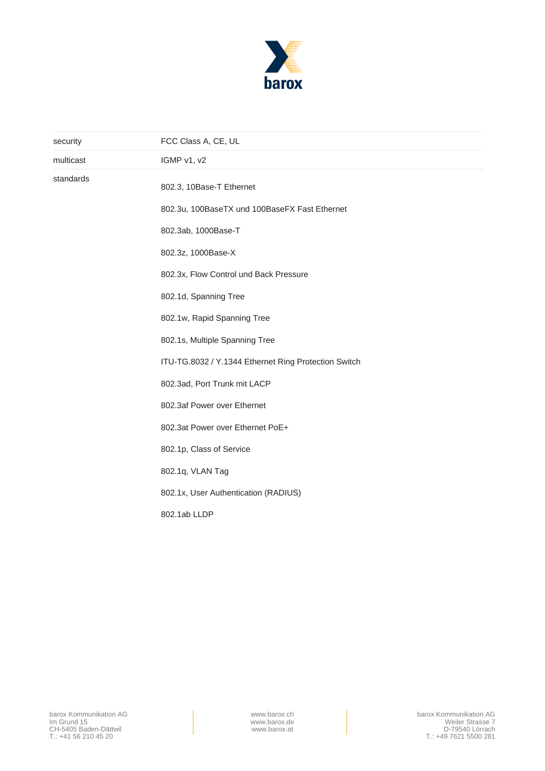| | |
|---|---|
| security | FCC Class A, CE, UL |
| multicast | IGMP v1, v2 |
| standards | 802.3, 10Base-T Ethernet<br>802.3u, 100BaseTX und 100BaseFX Fast Ethernet<br>802.3ab, 1000Base-T<br>802.3z, 1000Base-X<br>802.3x, Flow Control und Back Pressure<br>802.1d, Spanning Tree<br>802.1w, Rapid Spanning Tree<br>802.1s, Multiple Spanning Tree<br>ITU-TG.8032 / Y.1344 Ethernet Ring Protection Switch<br>802.3ad, Port Trunk mit LACP<br>802.3af Power over Ethernet<br>802.3at Power over Ethernet PoE+<br>802.1p, Class of Service<br>802.1q, VLAN Tag<br>802.1x, User Authentication (RADIUS)<br>802.1ab LLDP |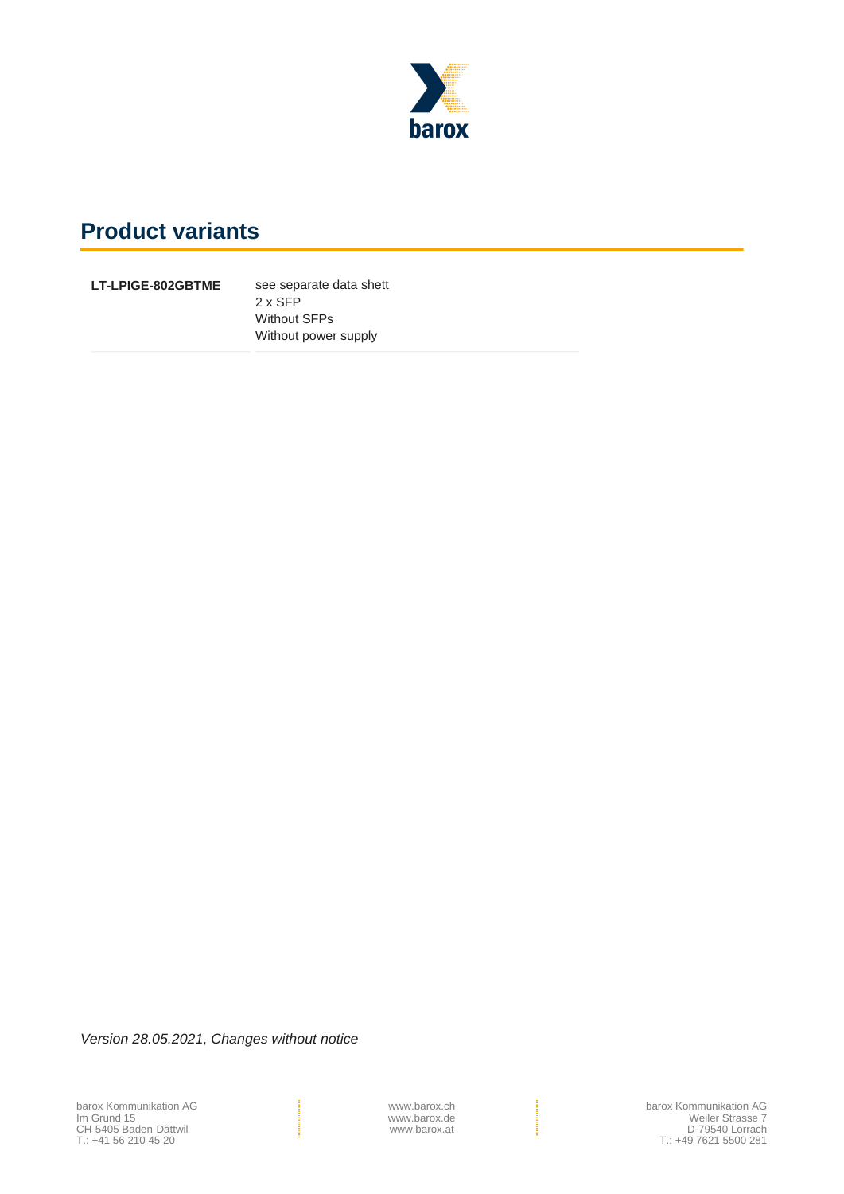# Product variants

| | |
|---|---|
| **LT-LPIGE-802GBTME** | see separate data shett<br>2 x SFP<br>Without SFPs<br>Without power supply |

*Version 28.05.2021, Changes without notice*

barox Kommunikation AG
Im Grund 15
CH-5405 Baden-Dättwil
T.: +41 56 210 45 20

www.barox.ch
www.barox.de
www.barox.at

barox Kommunikation AG
Weiler Strasse 7
D-79540 Lörrach
T.: +49 7621 5500 281